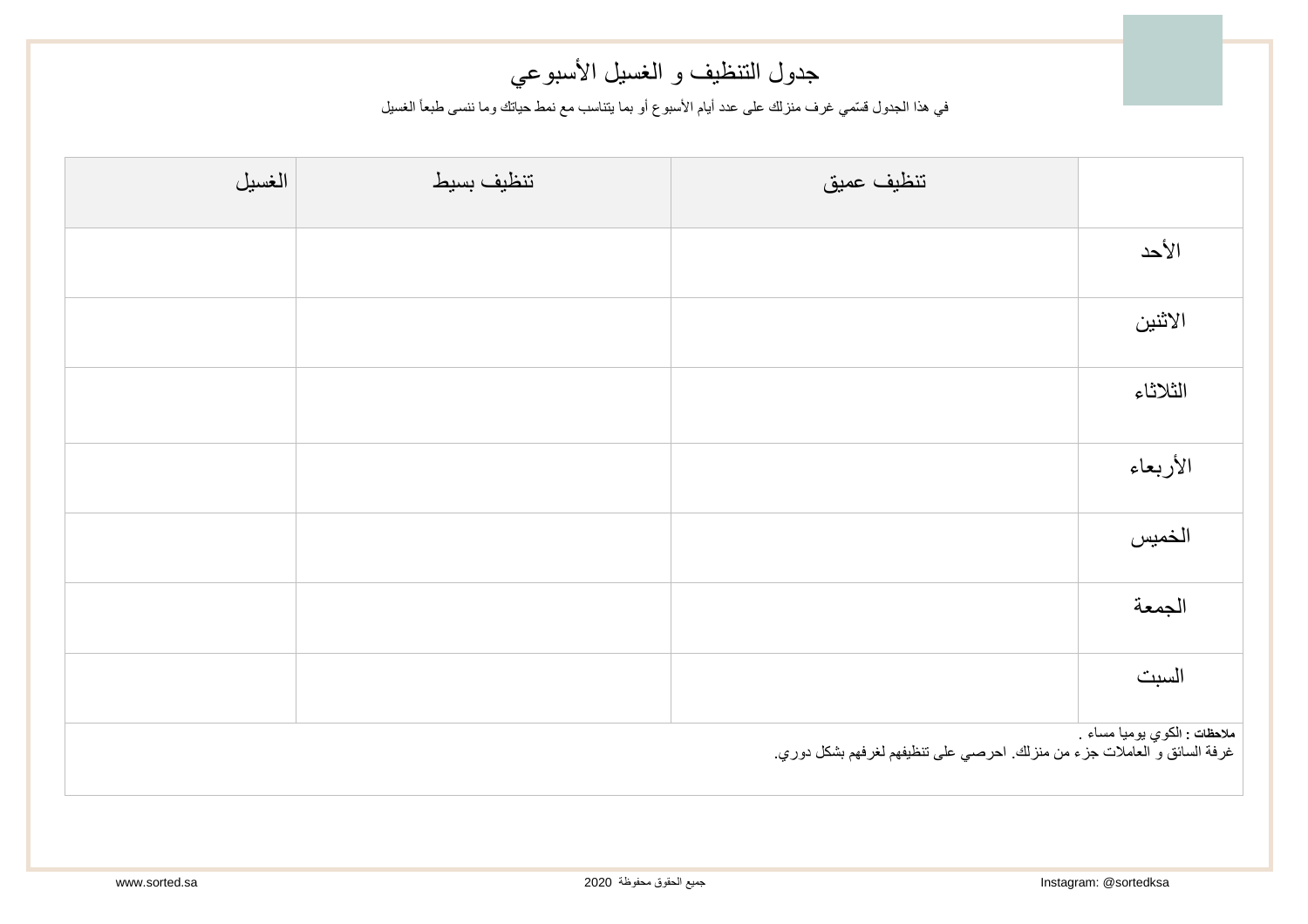# جدول التنظيف و الغسيل الأسبوعي

في هذا الجدول قسّمي غرف منزلك على عدد أيام الأسبوع أو بما يتناسب مع نمط حياتك وما ننسى طبعاً الغسيل

| | تنظيف عميق | تنظيف بسيط | الغسيل |
|---|---|---|---|
| الأحد | | | |
| الاثنين | | | |
| الثلاثاء | | | |
| الأربعاء | | | |
| الخميس | | | |
| الجمعة | | | |
| السبت | | | |

**ملاحظات :** الكوي يوميا مساء .
غرفة السائق و العاملات جزء من منزلك. احرصي على تنظيفهم لغرفهم بشكل دوري.

www.sorted.sa | جميع الحقوق محفوظة 2020 | Instagram: @sortedksa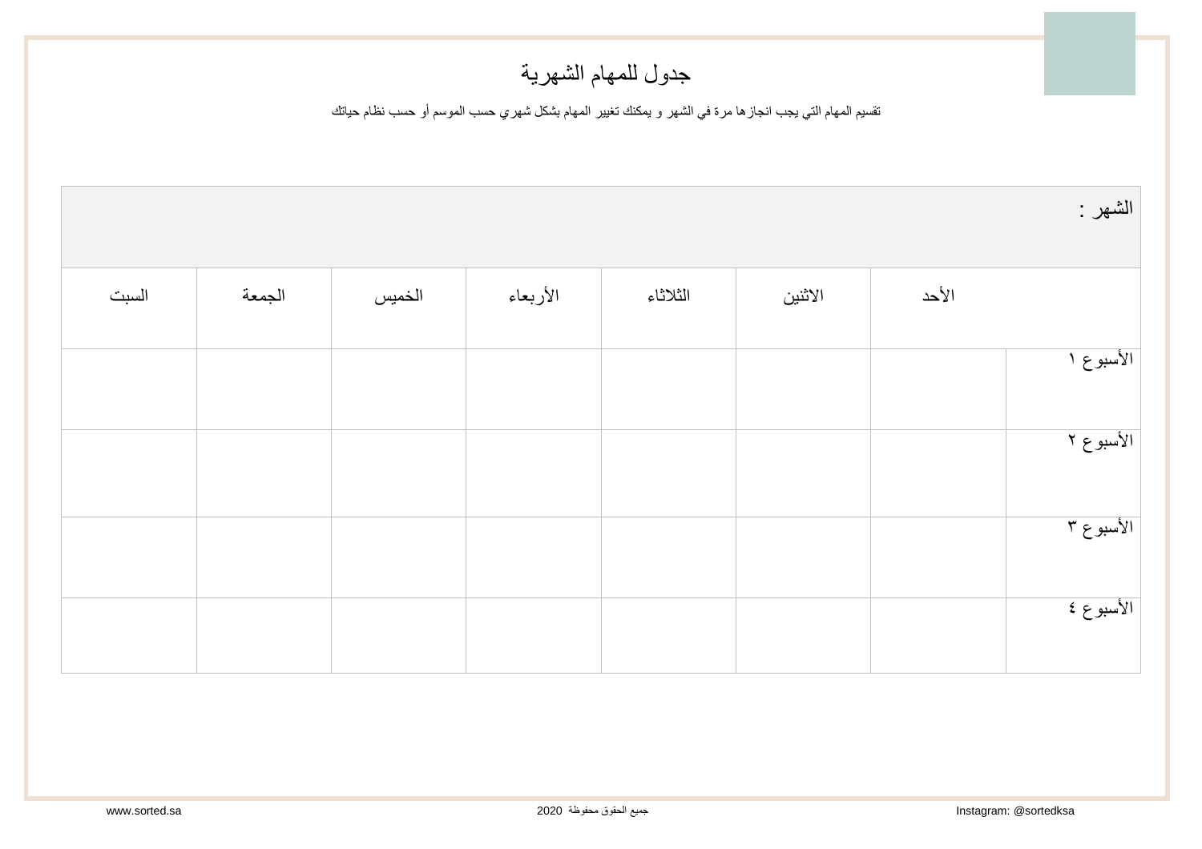# جدول للمهام الشهرية

تقسيم المهام التي يجب انجازها مرة في الشهر و يمكنك تغيير المهام بشكل شهري حسب الموسم أو حسب نظام حياتك

| الشهر : | | | | | | | |
|---|---|---|---|---|---|---|---|
| | الأحد | الاثنين | الثلاثاء | الأربعاء | الخميس | الجمعة | السبت |
| الأسبوع ١ | | | | | | | |
| الأسبوع ٢ | | | | | | | |
| الأسبوع ٣ | | | | | | | |
| الأسبوع ٤ | | | | | | | |

www.sorted.sa

جميع الحقوق محفوظة 2020

Instagram: @sortedksa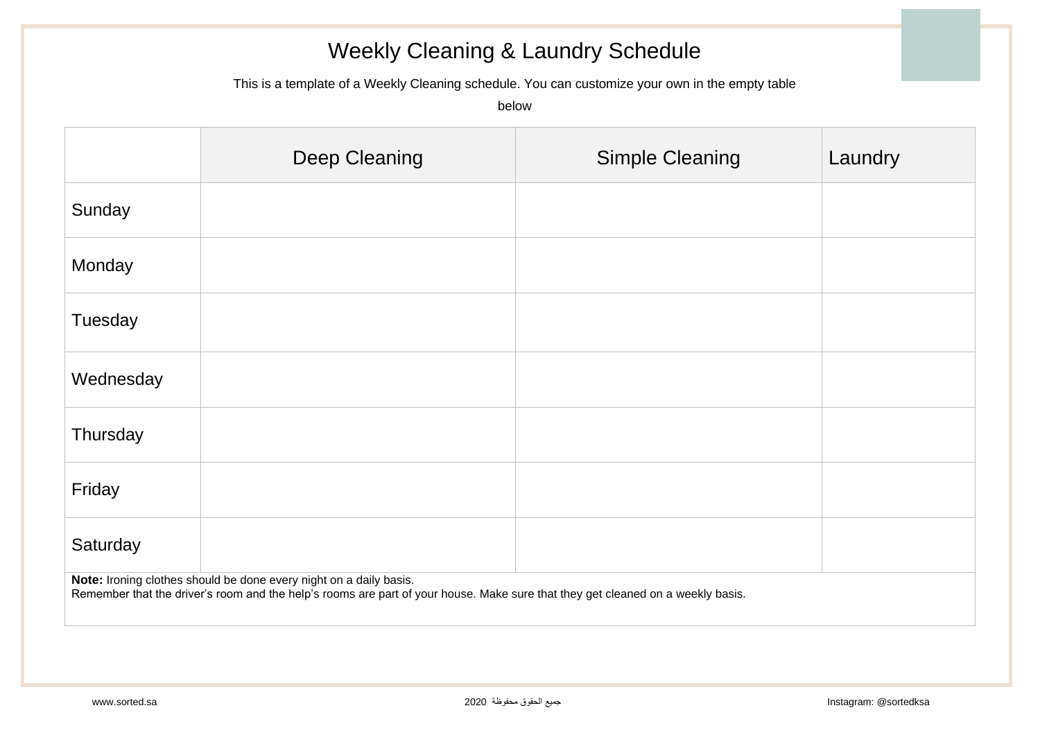# Weekly Cleaning & Laundry Schedule

This is a template of a Weekly Cleaning schedule. You can customize your own in the empty table below

| | Deep Cleaning | Simple Cleaning | Laundry |
|---|---|---|---|
| Sunday | | | |
| Monday | | | |
| Tuesday | | | |
| Wednesday | | | |
| Thursday | | | |
| Friday | | | |
| Saturday | | | |

**Note:** Ironing clothes should be done every night on a daily basis.
Remember that the driver's room and the help's rooms are part of your house. Make sure that they get cleaned on a weekly basis.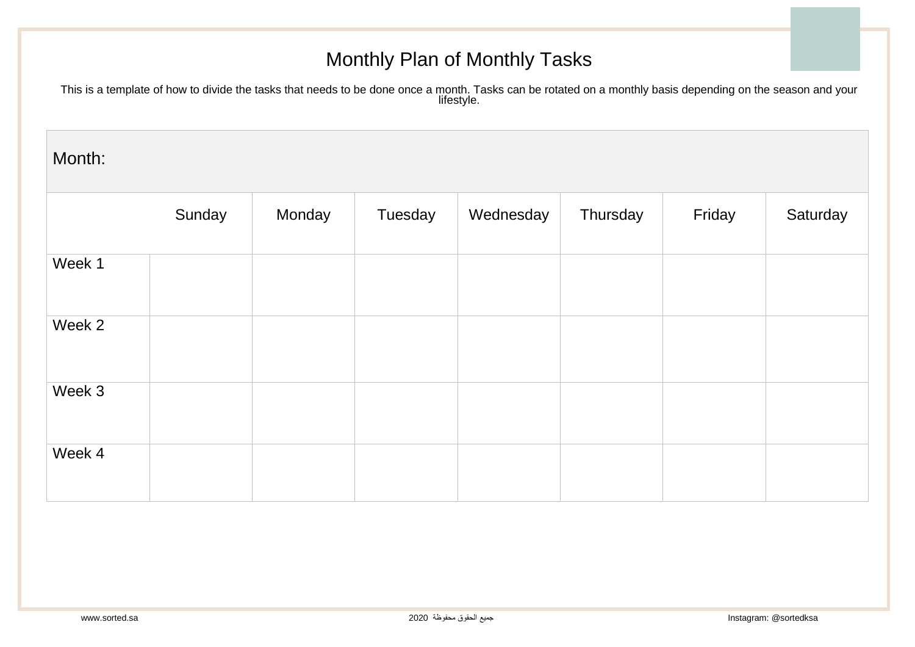# Monthly Plan of Monthly Tasks

This is a template of how to divide the tasks that needs to be done once a month. Tasks can be rotated on a monthly basis depending on the season and your lifestyle.

| Month: | | | | | | | |
|---|---|---|---|---|---|---|---|
| | Sunday | Monday | Tuesday | Wednesday | Thursday | Friday | Saturday |
| Week 1 | | | | | | | |
| Week 2 | | | | | | | |
| Week 3 | | | | | | | |
| Week 4 | | | | | | | |

www.sorted.sa

جميع الحقوق محفوظة 2020

Instagram: @sortedksa